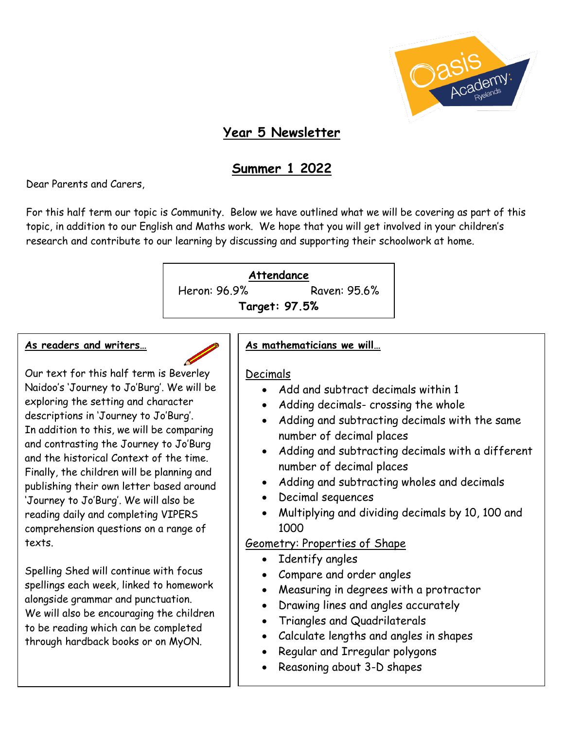# Year 5 Newsletter

## Summer 1 2022

Dear Parents and Carers,

For this half term our topic is Community. Below we have outlined what we will be covering as part of this topic, in addition to our English and Maths work. We hope that you will get involved in your children's research and contribute to our learning by discussing and supporting their schoolwork at home.

**Attendance**

Heron: 96.9% Raven: 95.6%

**Target: 97.5%**

**As readers and writers…**

Our text for this half term is Beverley Naidoo's 'Journey to Jo'Burg'. We will be exploring the setting and character descriptions in 'Journey to Jo'Burg'. In addition to this, we will be comparing and contrasting the Journey to Jo'Burg and the historical Context of the time. Finally, the children will be planning and publishing their own letter based around 'Journey to Jo'Burg'. We will also be reading daily and completing VIPERS comprehension questions on a range of texts.

Spelling Shed will continue with focus spellings each week, linked to homework alongside grammar and punctuation. We will also be encouraging the children to be reading which can be completed through hardback books or on MyON.

**As mathematicians we will…**

Decimals

- Add and subtract decimals within 1
- Adding decimals- crossing the whole
- Adding and subtracting decimals with the same number of decimal places
- Adding and subtracting decimals with a different number of decimal places
- Adding and subtracting wholes and decimals
- Decimal sequences
- Multiplying and dividing decimals by 10, 100 and 1000

Geometry: Properties of Shape

- Identify angles
- Compare and order angles
- Measuring in degrees with a protractor
- Drawing lines and angles accurately
- Triangles and Quadrilaterals
- Calculate lengths and angles in shapes
- Regular and Irregular polygons
- Reasoning about 3-D shapes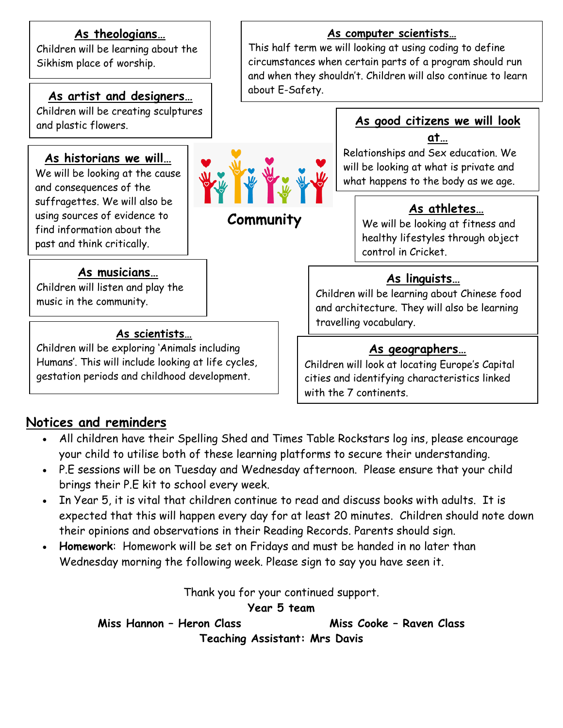**As theologians…**

Children will be learning about the Sikhism place of worship.

**As artist and designers…**

Children will be creating sculptures and plastic flowers.

**As historians we will…**

We will be looking at the cause and consequences of the suffragettes. We will also be using sources of evidence to find information about the past and think critically.

**As computer scientists…**

This half term we will looking at using coding to define circumstances when certain parts of a program should run and when they shouldn't. Children will also continue to learn about E-Safety.

**As good citizens we will look at…**

Relationships and Sex education. We will be looking at what is private and what happens to the body as we age.

**Community**

**As athletes…**

We will be looking at fitness and healthy lifestyles through object control in Cricket.

**As musicians…**

Children will listen and play the music in the community.

**As linguists…**

Children will be learning about Chinese food and architecture. They will also be learning travelling vocabulary.

**As scientists…**

Children will be exploring 'Animals including Humans'. This will include looking at life cycles, gestation periods and childhood development.

**As geographers…**

Children will look at locating Europe's Capital cities and identifying characteristics linked with the 7 continents.

## Notices and reminders

- All children have their Spelling Shed and Times Table Rockstars log ins, please encourage your child to utilise both of these learning platforms to secure their understanding.
- P.E sessions will be on Tuesday and Wednesday afternoon. Please ensure that your child brings their P.E kit to school every week.
- In Year 5, it is vital that children continue to read and discuss books with adults. It is expected that this will happen every day for at least 20 minutes. Children should note down their opinions and observations in their Reading Records. Parents should sign.
- **Homework**: Homework will be set on Fridays and must be handed in no later than Wednesday morning the following week. Please sign to say you have seen it.

Thank you for your continued support.

**Year 5 team**

**Miss Hannon – Heron Class** **Miss Cooke – Raven Class**

**Teaching Assistant: Mrs Davis**